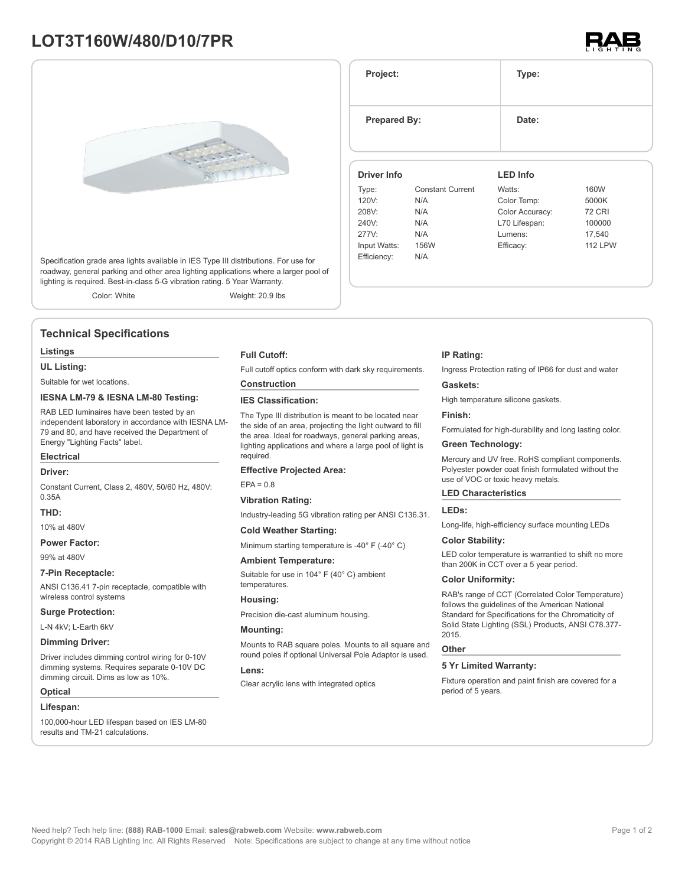# LOT3T160W/480/D10/7PR

Specification grade area lights available in IES Type III distributions. For use for roadway, general parking and other area lighting applications where a larger pool of lighting is required. Best-in-class 5-G vibration rating. 5 Year Warranty.

Color: White　　Weight: 20.9 lbs

| Project: | Type: |
|---|---|
| Prepared By: | Date: |

| Driver Info | | LED Info | |
|---|---|---|---|
| Type: | Constant Current | Watts: | 160W |
| 120V: | N/A | Color Temp: | 5000K |
| 208V: | N/A | Color Accuracy: | 72 CRI |
| 240V: | N/A | L70 Lifespan: | 100000 |
| 277V: | N/A | Lumens: | 17,540 |
| Input Watts: | 156W | Efficacy: | 112 LPW |
| Efficiency: | N/A | | |

## Technical Specifications

### Listings

**UL Listing:**

Suitable for wet locations.

**IESNA LM-79 & IESNA LM-80 Testing:**

RAB LED luminaires have been tested by an independent laboratory in accordance with IESNA LM-79 and 80, and have received the Department of Energy "Lighting Facts" label.

### Electrical

**Driver:**

Constant Current, Class 2, 480V, 50/60 Hz, 480V: 0.35A

**THD:**

10% at 480V

**Power Factor:**

99% at 480V

**7-Pin Receptacle:**

ANSI C136.41 7-pin receptacle, compatible with wireless control systems

**Surge Protection:**

L-N 4kV; L-Earth 6kV

**Dimming Driver:**

Driver includes dimming control wiring for 0-10V dimming systems. Requires separate 0-10V DC dimming circuit. Dims as low as 10%.

### Optical

**Lifespan:**

100,000-hour LED lifespan based on IES LM-80 results and TM-21 calculations.

**Full Cutoff:**

Full cutoff optics conform with dark sky requirements.

### Construction

**IES Classification:**

The Type III distribution is meant to be located near the side of an area, projecting the light outward to fill the area. Ideal for roadways, general parking areas, lighting applications and where a large pool of light is required.

**Effective Projected Area:**

EPA = 0.8

**Vibration Rating:**

Industry-leading 5G vibration rating per ANSI C136.31.

**Cold Weather Starting:**

Minimum starting temperature is -40° F (-40° C)

**Ambient Temperature:**

Suitable for use in 104° F (40° C) ambient temperatures.

**Housing:**

Precision die-cast aluminum housing.

**Mounting:**

Mounts to RAB square poles. Mounts to all square and round poles if optional Universal Pole Adaptor is used.

**Lens:**

Clear acrylic lens with integrated optics

**IP Rating:**

Ingress Protection rating of IP66 for dust and water

**Gaskets:**

High temperature silicone gaskets.

**Finish:**

Formulated for high-durability and long lasting color.

**Green Technology:**

Mercury and UV free. RoHS compliant components. Polyester powder coat finish formulated without the use of VOC or toxic heavy metals.

### LED Characteristics

**LEDs:**

Long-life, high-efficiency surface mounting LEDs

**Color Stability:**

LED color temperature is warrantied to shift no more than 200K in CCT over a 5 year period.

**Color Uniformity:**

RAB's range of CCT (Correlated Color Temperature) follows the guidelines of the American National Standard for Specifications for the Chromaticity of Solid State Lighting (SSL) Products, ANSI C78.377-2015.

### Other

**5 Yr Limited Warranty:**

Fixture operation and paint finish are covered for a period of 5 years.

Need help? Tech help line: **(888) RAB-1000** Email: **sales@rabweb.com** Website: **www.rabweb.com**

Copyright © 2014 RAB Lighting Inc. All Rights Reserved　Note: Specifications are subject to change at any time without notice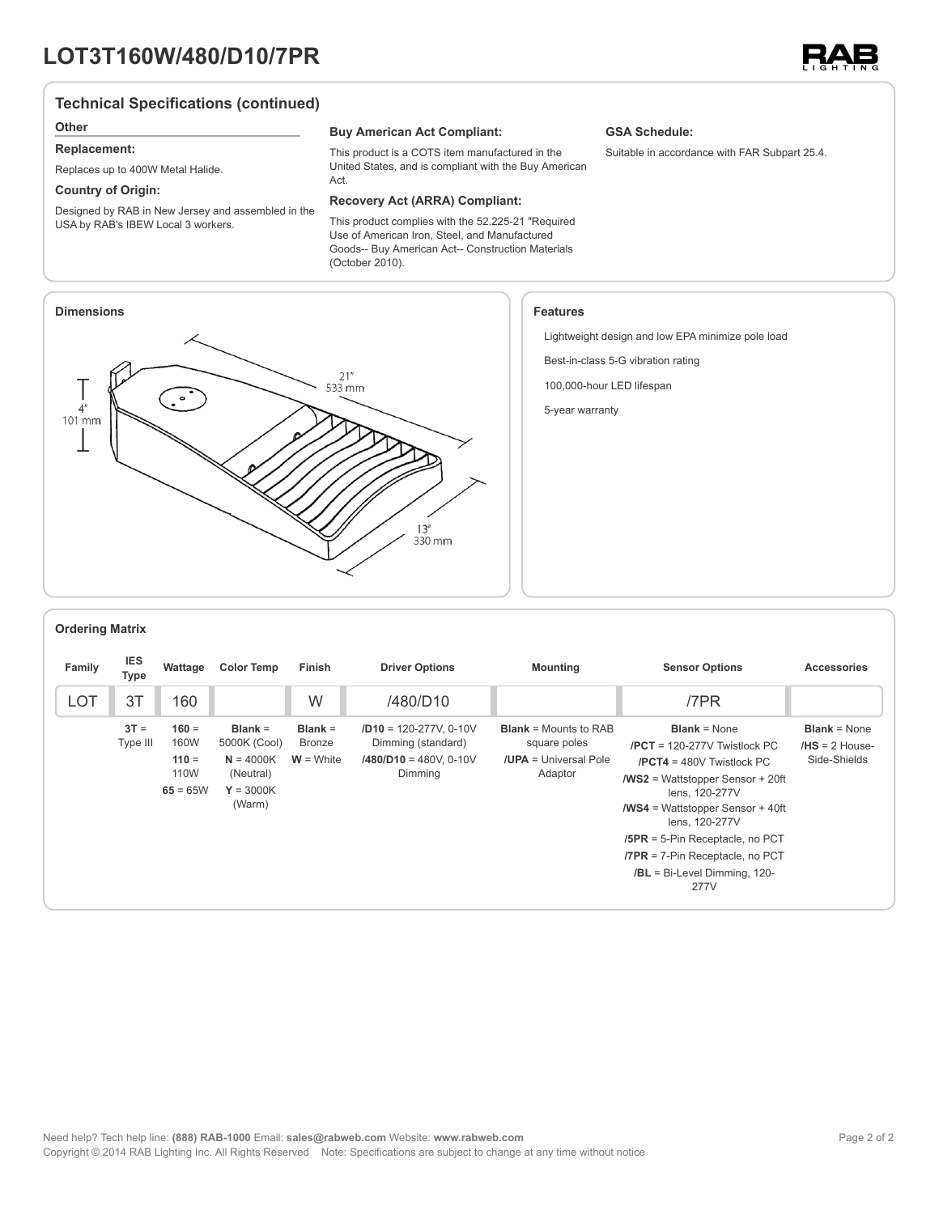# LOT3T160W/480/D10/7PR

## Technical Specifications (continued)

### Other

**Replacement:**

Replaces up to 400W Metal Halide.

**Country of Origin:**

Designed by RAB in New Jersey and assembled in the USA by RAB's IBEW Local 3 workers.

**Buy American Act Compliant:**

This product is a COTS item manufactured in the United States, and is compliant with the Buy American Act.

**Recovery Act (ARRA) Compliant:**

This product complies with the 52.225-21 "Required Use of American Iron, Steel, and Manufactured Goods-- Buy American Act-- Construction Materials (October 2010).

**GSA Schedule:**

Suitable in accordance with FAR Subpart 25.4.

## Dimensions

4"
101 mm

21"
533 mm

13"
330 mm

## Features

Lightweight design and low EPA minimize pole load

Best-in-class 5-G vibration rating

100,000-hour LED lifespan

5-year warranty

## Ordering Matrix

| Family | IES Type | Wattage | Color Temp | Finish | Driver Options | Mounting | Sensor Options | Accessories |
|---|---|---|---|---|---|---|---|---|
| LOT | 3T | 160 | | W | /480/D10 | | /7PR | |
| | **3T** = Type III | **160** = 160W<br>**110** = 110W<br>**65** = 65W | **Blank** = 5000K (Cool)<br>**N** = 4000K (Neutral)<br>**Y** = 3000K (Warm) | **Blank** = Bronze<br>**W** = White | **/D10** = 120-277V, 0-10V Dimming (standard)<br>**/480/D10** = 480V, 0-10V Dimming | **Blank** = Mounts to RAB square poles<br>**/UPA** = Universal Pole Adaptor | **Blank** = None<br>**/PCT** = 120-277V Twistlock PC<br>**/PCT4** = 480V Twistlock PC<br>**/WS2** = Wattstopper Sensor + 20ft lens, 120-277V<br>**/WS4** = Wattstopper Sensor + 40ft lens, 120-277V<br>**/5PR** = 5-Pin Receptacle, no PCT<br>**/7PR** = 7-Pin Receptacle, no PCT<br>**/BL** = Bi-Level Dimming, 120-277V | **Blank** = None<br>**/HS** = 2 House-Side-Shields |

Need help? Tech help line: **(888) RAB-1000** Email: **sales@rabweb.com** Website: **www.rabweb.com**
Copyright © 2014 RAB Lighting Inc. All Rights Reserved Note: Specifications are subject to change at any time without notice